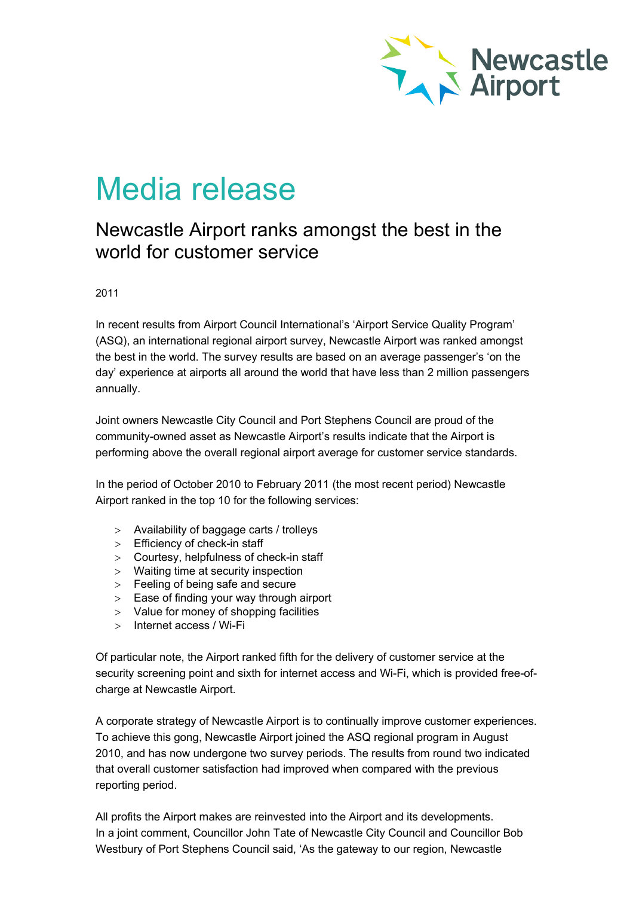Newcastle Airport

# Media release

## Newcastle Airport ranks amongst the best in the world for customer service

2011

In recent results from Airport Council International's 'Airport Service Quality Program' (ASQ), an international regional airport survey, Newcastle Airport was ranked amongst the best in the world. The survey results are based on an average passenger's 'on the day' experience at airports all around the world that have less than 2 million passengers annually.

Joint owners Newcastle City Council and Port Stephens Council are proud of the community-owned asset as Newcastle Airport's results indicate that the Airport is performing above the overall regional airport average for customer service standards.

In the period of October 2010 to February 2011 (the most recent period) Newcastle Airport ranked in the top 10 for the following services:

- Availability of baggage carts / trolleys
- Efficiency of check-in staff
- Courtesy, helpfulness of check-in staff
- Waiting time at security inspection
- Feeling of being safe and secure
- Ease of finding your way through airport
- Value for money of shopping facilities
- Internet access / Wi-Fi

Of particular note, the Airport ranked fifth for the delivery of customer service at the security screening point and sixth for internet access and Wi-Fi, which is provided free-of-charge at Newcastle Airport.

A corporate strategy of Newcastle Airport is to continually improve customer experiences. To achieve this gong, Newcastle Airport joined the ASQ regional program in August 2010, and has now undergone two survey periods. The results from round two indicated that overall customer satisfaction had improved when compared with the previous reporting period.

All profits the Airport makes are reinvested into the Airport and its developments. In a joint comment, Councillor John Tate of Newcastle City Council and Councillor Bob Westbury of Port Stephens Council said, 'As the gateway to our region, Newcastle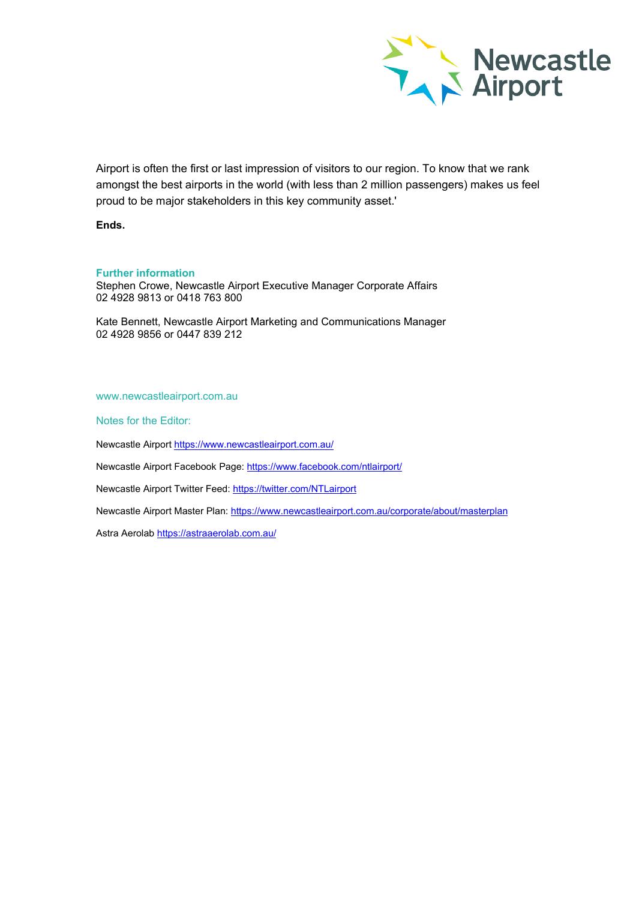Airport is often the first or last impression of visitors to our region. To know that we rank amongst the best airports in the world (with less than 2 million passengers) makes us feel proud to be major stakeholders in this key community asset.'

**Ends.**

### Further information

Stephen Crowe, Newcastle Airport Executive Manager Corporate Affairs
02 4928 9813 or 0418 763 800

Kate Bennett, Newcastle Airport Marketing and Communications Manager
02 4928 9856 or 0447 839 212

www.newcastleairport.com.au

Notes for the Editor:

Newcastle Airport https://www.newcastleairport.com.au/

Newcastle Airport Facebook Page: https://www.facebook.com/ntlairport/

Newcastle Airport Twitter Feed: https://twitter.com/NTLairport

Newcastle Airport Master Plan: https://www.newcastleairport.com.au/corporate/about/masterplan

Astra Aerolab https://astraaerolab.com.au/